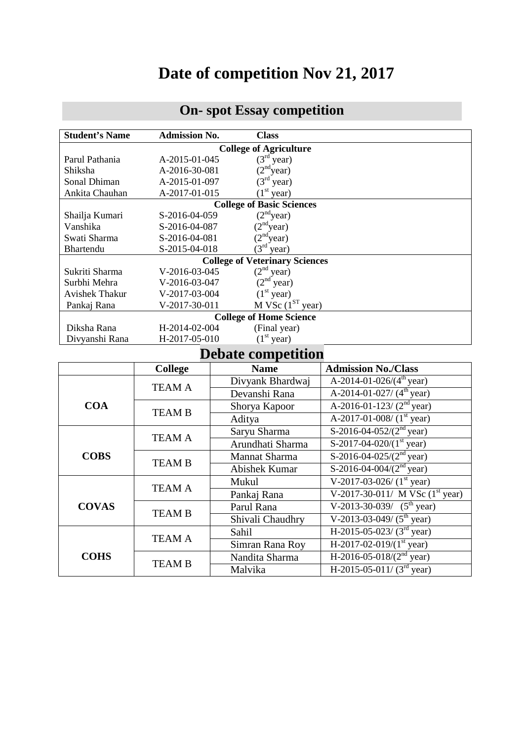# Date of competition Nov 21, 2017

## On- spot Essay competition

| Student's Name | Admission No. | Class |
|---|---|---|
| **College of Agriculture** | | |
| Parul Pathania | A-2015-01-045 | (3rd year) |
| Shiksha | A-2016-30-081 | (2nd year) |
| Sonal Dhiman | A-2015-01-097 | (3rd year) |
| Ankita Chauhan | A-2017-01-015 | (1st year) |
| **College of Basic Sciences** | | |
| Shailja Kumari | S-2016-04-059 | (2nd year) |
| Vanshika | S-2016-04-087 | (2nd year) |
| Swati Sharma | S-2016-04-081 | (2nd year) |
| Bhartendu | S-2015-04-018 | (3rd year) |
| **College of Veterinary Sciences** | | |
| Sukriti Sharma | V-2016-03-045 | (2nd year) |
| Surbhi Mehra | V-2016-03-047 | (2nd year) |
| Avishek Thakur | V-2017-03-004 | (1st year) |
| Pankaj Rana | V-2017-30-011 | M VSc (1ST year) |
| **College of Home Science** | | |
| Diksha Rana | H-2014-02-004 | (Final year) |
| Divyanshi Rana | H-2017-05-010 | (1st year) |

## Debate competition

| | College | Name | Admission No./Class |
|---|---|---|---|
| **COA** | TEAM A | Divyank Bhardwaj | A-2014-01-026/(4th year) |
| | | Devanshi Rana | A-2014-01-027/ (4th year) |
| | TEAM B | Shorya Kapoor | A-2016-01-123/ (2nd year) |
| | | Aditya | A-2017-01-008/ (1st year) |
| **COBS** | TEAM A | Saryu Sharma | S-2016-04-052/(2nd year) |
| | | Arundhati Sharma | S-2017-04-020/(1st year) |
| | TEAM B | Mannat Sharma | S-2016-04-025/(2nd year) |
| | | Abishek Kumar | S-2016-04-004/(2nd year) |
| **COVAS** | TEAM A | Mukul | V-2017-03-026/ (1st year) |
| | | Pankaj Rana | V-2017-30-011/ M VSc (1st year) |
| | TEAM B | Parul Rana | V-2013-30-039/ (5th year) |
| | | Shivali Chaudhry | V-2013-03-049/ (5th year) |
| **COHS** | TEAM A | Sahil | H-2015-05-023/ (3rd year) |
| | | Simran Rana Roy | H-2017-02-019/(1st year) |
| | TEAM B | Nandita Sharma | H-2016-05-018/(2nd year) |
| | | Malvika | H-2015-05-011/ (3rd year) |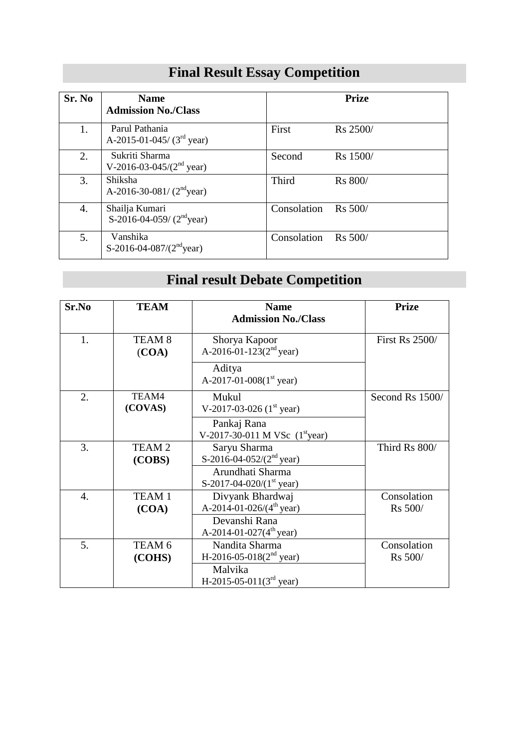# Final Result Essay Competition

| Sr. No | Name<br>Admission No./Class | Prize | |
|---|---|---|---|
| 1. | Parul Pathania<br>A-2015-01-045/ (3rd year) | First | Rs 2500/ |
| 2. | Sukriti Sharma<br>V-2016-03-045/(2nd year) | Second | Rs 1500/ |
| 3. | Shiksha<br>A-2016-30-081/ (2nd year) | Third | Rs 800/ |
| 4. | Shailja Kumari<br>S-2016-04-059/ (2nd year) | Consolation | Rs 500/ |
| 5. | Vanshika<br>S-2016-04-087/(2nd year) | Consolation | Rs 500/ |

# Final result Debate Competition

| Sr.No | TEAM | Name<br>Admission No./Class | Prize |
|---|---|---|---|
| 1. | TEAM 8<br>**(COA)** | Shorya Kapoor<br>A-2016-01-123(2nd year) | First Rs 2500/ |
| | | Aditya<br>A-2017-01-008(1st year) | |
| 2. | TEAM4<br>**(COVAS)** | Mukul<br>V-2017-03-026 (1st year) | Second Rs 1500/ |
| | | Pankaj Rana<br>V-2017-30-011 M VSc (1st year) | |
| 3. | TEAM 2<br>**(COBS)** | Saryu Sharma<br>S-2016-04-052/(2nd year) | Third Rs 800/ |
| | | Arundhati Sharma<br>S-2017-04-020/(1st year) | |
| 4. | TEAM 1<br>**(COA)** | Divyank Bhardwaj<br>A-2014-01-026/(4th year) | Consolation Rs 500/ |
| | | Devanshi Rana<br>A-2014-01-027(4th year) | |
| 5. | TEAM 6<br>**(COHS)** | Nandita Sharma<br>H-2016-05-018(2nd year) | Consolation Rs 500/ |
| | | Malvika<br>H-2015-05-011(3rd year) | |